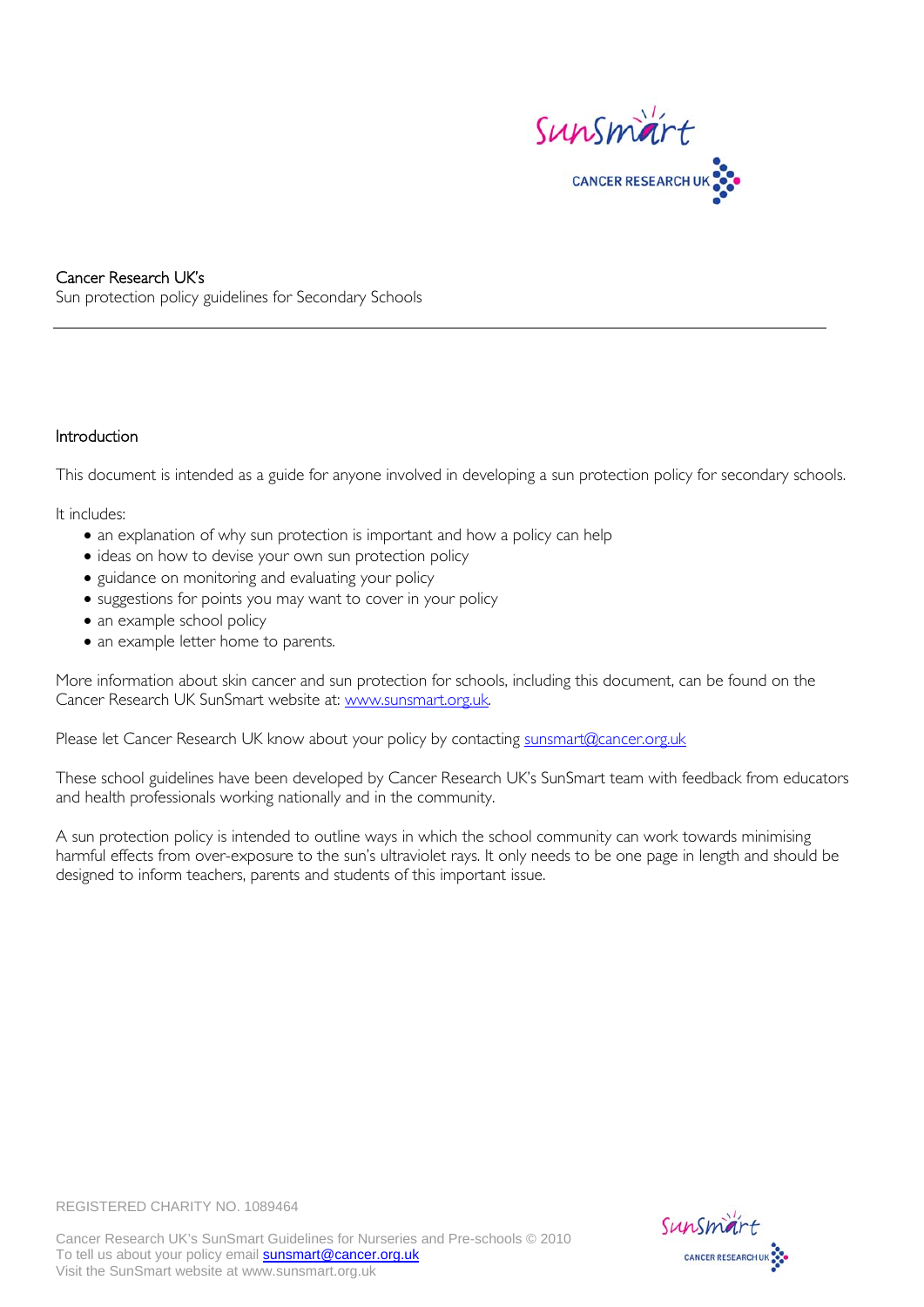Cancer Research UK's
Sun protection policy guidelines for Secondary Schools

## Introduction

This document is intended as a guide for anyone involved in developing a sun protection policy for secondary schools.

It includes:

- an explanation of why sun protection is important and how a policy can help
- ideas on how to devise your own sun protection policy
- guidance on monitoring and evaluating your policy
- suggestions for points you may want to cover in your policy
- an example school policy
- an example letter home to parents.

More information about skin cancer and sun protection for schools, including this document, can be found on the Cancer Research UK SunSmart website at: www.sunsmart.org.uk.

Please let Cancer Research UK know about your policy by contacting sunsmart@cancer.org.uk

These school guidelines have been developed by Cancer Research UK's SunSmart team with feedback from educators and health professionals working nationally and in the community.

A sun protection policy is intended to outline ways in which the school community can work towards minimising harmful effects from over-exposure to the sun's ultraviolet rays. It only needs to be one page in length and should be designed to inform teachers, parents and students of this important issue.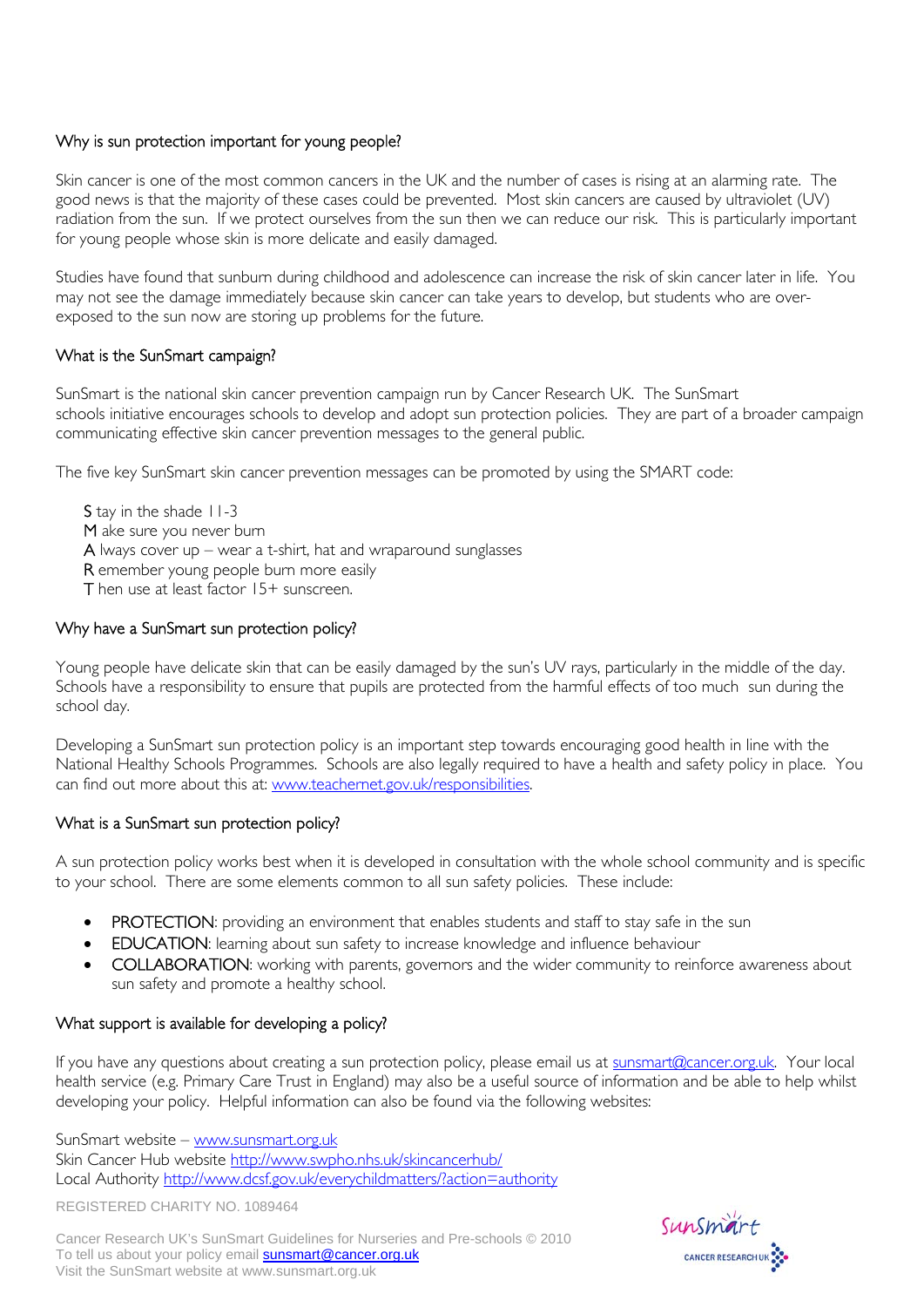## Why is sun protection important for young people?

Skin cancer is one of the most common cancers in the UK and the number of cases is rising at an alarming rate. The good news is that the majority of these cases could be prevented. Most skin cancers are caused by ultraviolet (UV) radiation from the sun. If we protect ourselves from the sun then we can reduce our risk. This is particularly important for young people whose skin is more delicate and easily damaged.

Studies have found that sunburn during childhood and adolescence can increase the risk of skin cancer later in life. You may not see the damage immediately because skin cancer can take years to develop, but students who are over-exposed to the sun now are storing up problems for the future.

## What is the SunSmart campaign?

SunSmart is the national skin cancer prevention campaign run by Cancer Research UK. The SunSmart schools initiative encourages schools to develop and adopt sun protection policies. They are part of a broader campaign communicating effective skin cancer prevention messages to the general public.

The five key SunSmart skin cancer prevention messages can be promoted by using the SMART code:

**S** tay in the shade 11-3
**M** ake sure you never burn
**A** lways cover up – wear a t-shirt, hat and wraparound sunglasses
**R** emember young people burn more easily
**T** hen use at least factor 15+ sunscreen.

## Why have a SunSmart sun protection policy?

Young people have delicate skin that can be easily damaged by the sun's UV rays, particularly in the middle of the day. Schools have a responsibility to ensure that pupils are protected from the harmful effects of too much sun during the school day.

Developing a SunSmart sun protection policy is an important step towards encouraging good health in line with the National Healthy Schools Programmes. Schools are also legally required to have a health and safety policy in place. You can find out more about this at: www.teachernet.gov.uk/responsibilities.

## What is a SunSmart sun protection policy?

A sun protection policy works best when it is developed in consultation with the whole school community and is specific to your school. There are some elements common to all sun safety policies. These include:

- PROTECTION: providing an environment that enables students and staff to stay safe in the sun
- EDUCATION: learning about sun safety to increase knowledge and influence behaviour
- COLLABORATION: working with parents, governors and the wider community to reinforce awareness about sun safety and promote a healthy school.

## What support is available for developing a policy?

If you have any questions about creating a sun protection policy, please email us at sunsmart@cancer.org.uk. Your local health service (e.g. Primary Care Trust in England) may also be a useful source of information and be able to help whilst developing your policy. Helpful information can also be found via the following websites:

SunSmart website – www.sunsmart.org.uk
Skin Cancer Hub website http://www.swpho.nhs.uk/skincancerhub/
Local Authority http://www.dcsf.gov.uk/everychildmatters/?action=authority

REGISTERED CHARITY NO. 1089464

Cancer Research UK's SunSmart Guidelines for Nurseries and Pre-schools © 2010
To tell us about your policy email sunsmart@cancer.org.uk
Visit the SunSmart website at www.sunsmart.org.uk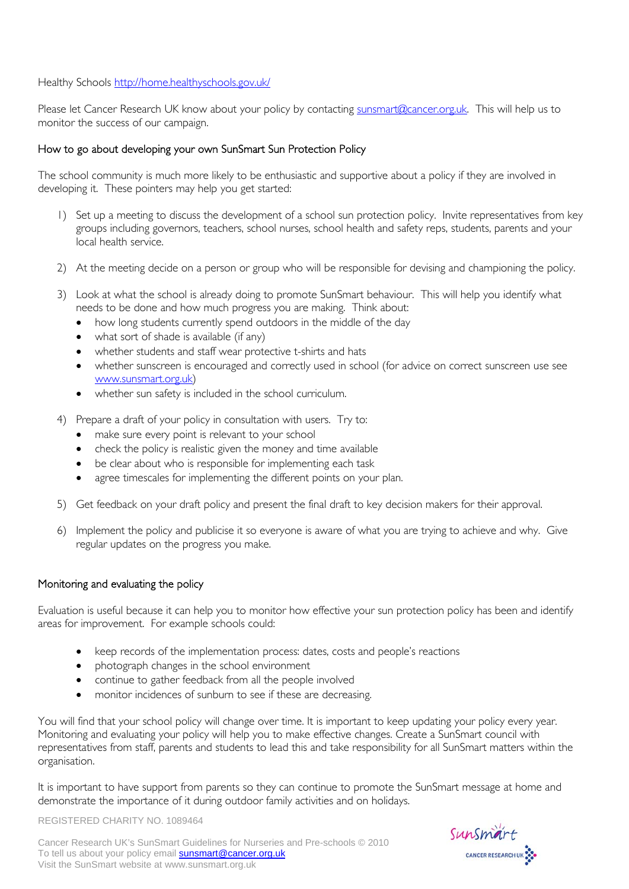Healthy Schools http://home.healthyschools.gov.uk/

Please let Cancer Research UK know about your policy by contacting sunsmart@cancer.org.uk. This will help us to monitor the success of our campaign.

## How to go about developing your own SunSmart Sun Protection Policy

The school community is much more likely to be enthusiastic and supportive about a policy if they are involved in developing it. These pointers may help you get started:

1) Set up a meeting to discuss the development of a school sun protection policy. Invite representatives from key groups including governors, teachers, school nurses, school health and safety reps, students, parents and your local health service.

2) At the meeting decide on a person or group who will be responsible for devising and championing the policy.

3) Look at what the school is already doing to promote SunSmart behaviour. This will help you identify what needs to be done and how much progress you are making. Think about:
   - how long students currently spend outdoors in the middle of the day
   - what sort of shade is available (if any)
   - whether students and staff wear protective t-shirts and hats
   - whether sunscreen is encouraged and correctly used in school (for advice on correct sunscreen use see www.sunsmart.org.uk)
   - whether sun safety is included in the school curriculum.

4) Prepare a draft of your policy in consultation with users. Try to:
   - make sure every point is relevant to your school
   - check the policy is realistic given the money and time available
   - be clear about who is responsible for implementing each task
   - agree timescales for implementing the different points on your plan.

5) Get feedback on your draft policy and present the final draft to key decision makers for their approval.

6) Implement the policy and publicise it so everyone is aware of what you are trying to achieve and why. Give regular updates on the progress you make.

## Monitoring and evaluating the policy

Evaluation is useful because it can help you to monitor how effective your sun protection policy has been and identify areas for improvement. For example schools could:

- keep records of the implementation process: dates, costs and people's reactions
- photograph changes in the school environment
- continue to gather feedback from all the people involved
- monitor incidences of sunburn to see if these are decreasing.

You will find that your school policy will change over time. It is important to keep updating your policy every year. Monitoring and evaluating your policy will help you to make effective changes. Create a SunSmart council with representatives from staff, parents and students to lead this and take responsibility for all SunSmart matters within the organisation.

It is important to have support from parents so they can continue to promote the SunSmart message at home and demonstrate the importance of it during outdoor family activities and on holidays.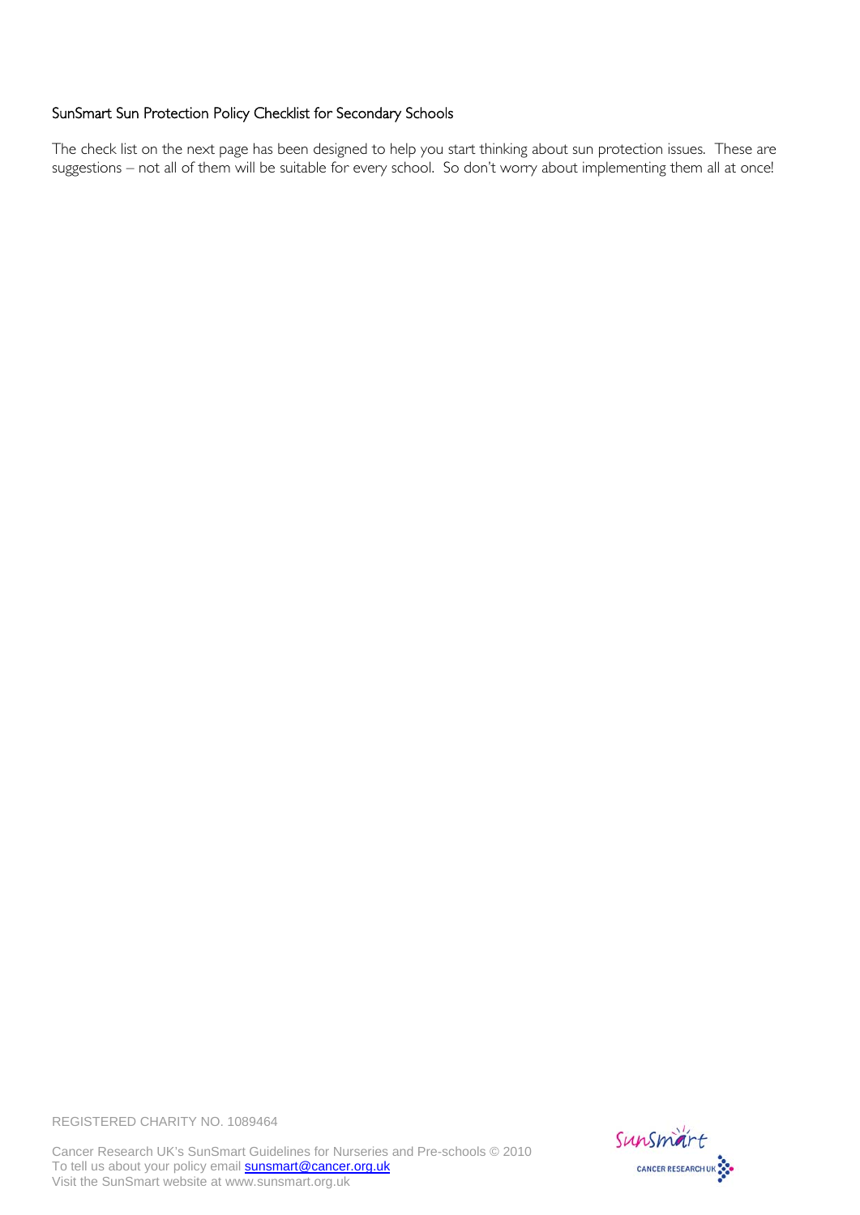## SunSmart Sun Protection Policy Checklist for Secondary Schools

The check list on the next page has been designed to help you start thinking about sun protection issues. These are suggestions – not all of them will be suitable for every school. So don't worry about implementing them all at once!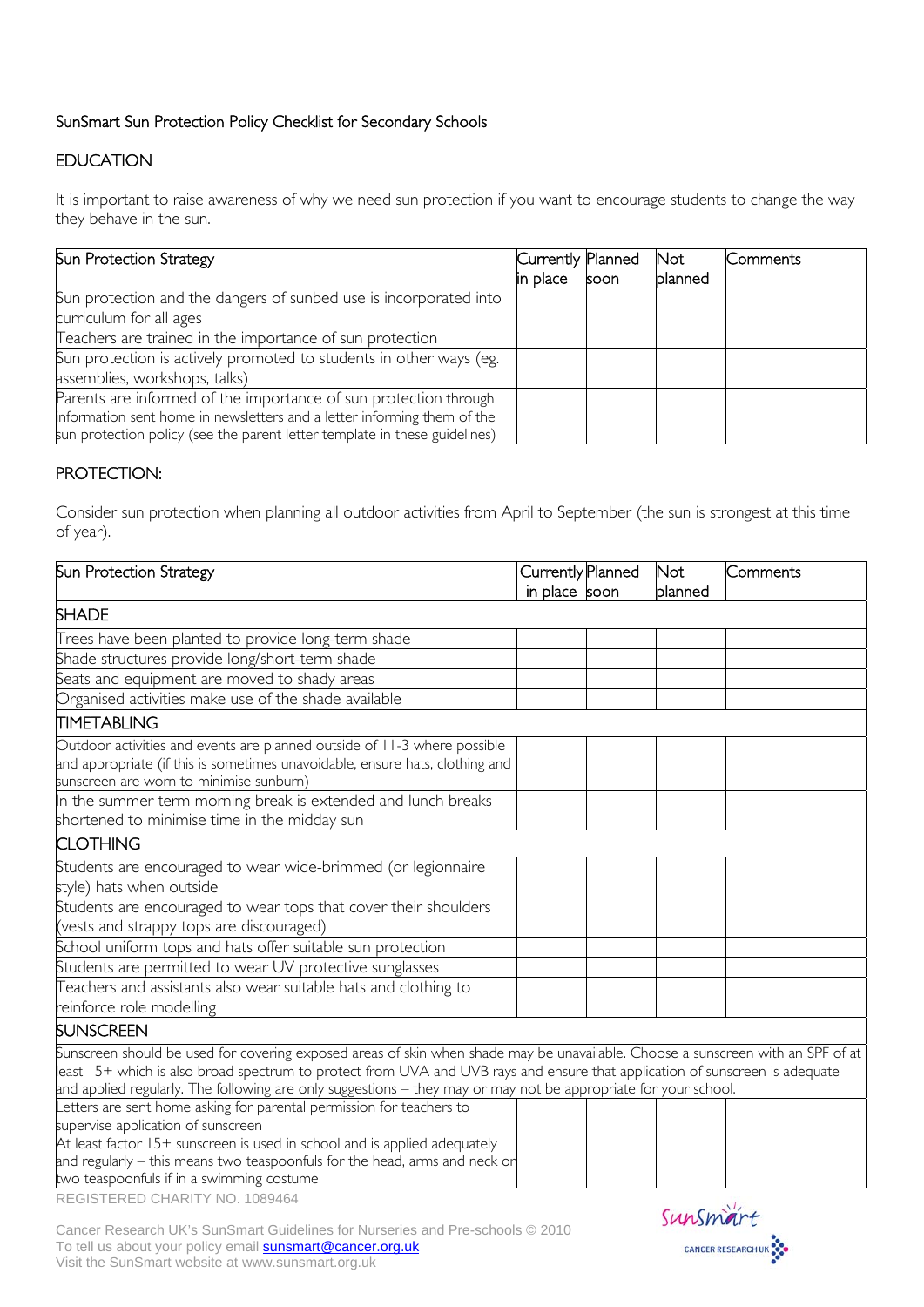SunSmart Sun Protection Policy Checklist for Secondary Schools

## EDUCATION

It is important to raise awareness of why we need sun protection if you want to encourage students to change the way they behave in the sun.

| Sun Protection Strategy | Currently in place | Planned soon | Not planned | Comments |
|---|---|---|---|---|
| Sun protection and the dangers of sunbed use is incorporated into curriculum for all ages | | | | |
| Teachers are trained in the importance of sun protection | | | | |
| Sun protection is actively promoted to students in other ways (eg. assemblies, workshops, talks) | | | | |
| Parents are informed of the importance of sun protection through information sent home in newsletters and a letter informing them of the sun protection policy (see the parent letter template in these guidelines) | | | | |

## PROTECTION:

Consider sun protection when planning all outdoor activities from April to September (the sun is strongest at this time of year).

| Sun Protection Strategy | Currently in place | Planned soon | Not planned | Comments |
|---|---|---|---|---|
| **SHADE** | | | | |
| Trees have been planted to provide long-term shade | | | | |
| Shade structures provide long/short-term shade | | | | |
| Seats and equipment are moved to shady areas | | | | |
| Organised activities make use of the shade available | | | | |
| **TIMETABLING** | | | | |
| Outdoor activities and events are planned outside of 11-3 where possible and appropriate (if this is sometimes unavoidable, ensure hats, clothing and sunscreen are worn to minimise sunburn) | | | | |
| In the summer term morning break is extended and lunch breaks shortened to minimise time in the midday sun | | | | |
| **CLOTHING** | | | | |
| Students are encouraged to wear wide-brimmed (or legionnaire style) hats when outside | | | | |
| Students are encouraged to wear tops that cover their shoulders (vests and strappy tops are discouraged) | | | | |
| School uniform tops and hats offer suitable sun protection | | | | |
| Students are permitted to wear UV protective sunglasses | | | | |
| Teachers and assistants also wear suitable hats and clothing to reinforce role modelling | | | | |
| **SUNSCREEN** | | | | |
| Sunscreen should be used for covering exposed areas of skin when shade may be unavailable. Choose a sunscreen with an SPF of at least 15+ which is also broad spectrum to protect from UVA and UVB rays and ensure that application of sunscreen is adequate and applied regularly. The following are only suggestions – they may or may not be appropriate for your school. | | | | |
| Letters are sent home asking for parental permission for teachers to supervise application of sunscreen | | | | |
| At least factor 15+ sunscreen is used in school and is applied adequately and regularly – this means two teaspoonfuls for the head, arms and neck or two teaspoonfuls if in a swimming costume | | | | |

REGISTERED CHARITY NO. 1089464

Cancer Research UK's SunSmart Guidelines for Nurseries and Pre-schools © 2010
To tell us about your policy email sunsmart@cancer.org.uk
Visit the SunSmart website at www.sunsmart.org.uk

SunSmart CANCER RESEARCH UK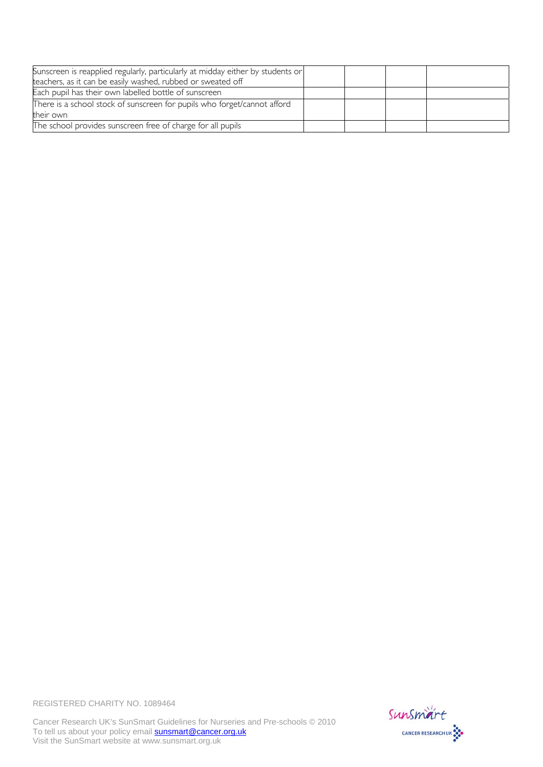| | | | |
|---|---|---|---|
| Sunscreen is reapplied regularly, particularly at midday either by students or teachers, as it can be easily washed, rubbed or sweated off | | | |
| Each pupil has their own labelled bottle of sunscreen | | | |
| There is a school stock of sunscreen for pupils who forget/cannot afford their own | | | |
| The school provides sunscreen free of charge for all pupils | | | |

REGISTERED CHARITY NO. 1089464

Cancer Research UK's SunSmart Guidelines for Nurseries and Pre-schools © 2010
To tell us about your policy email sunsmart@cancer.org.uk
Visit the SunSmart website at www.sunsmart.org.uk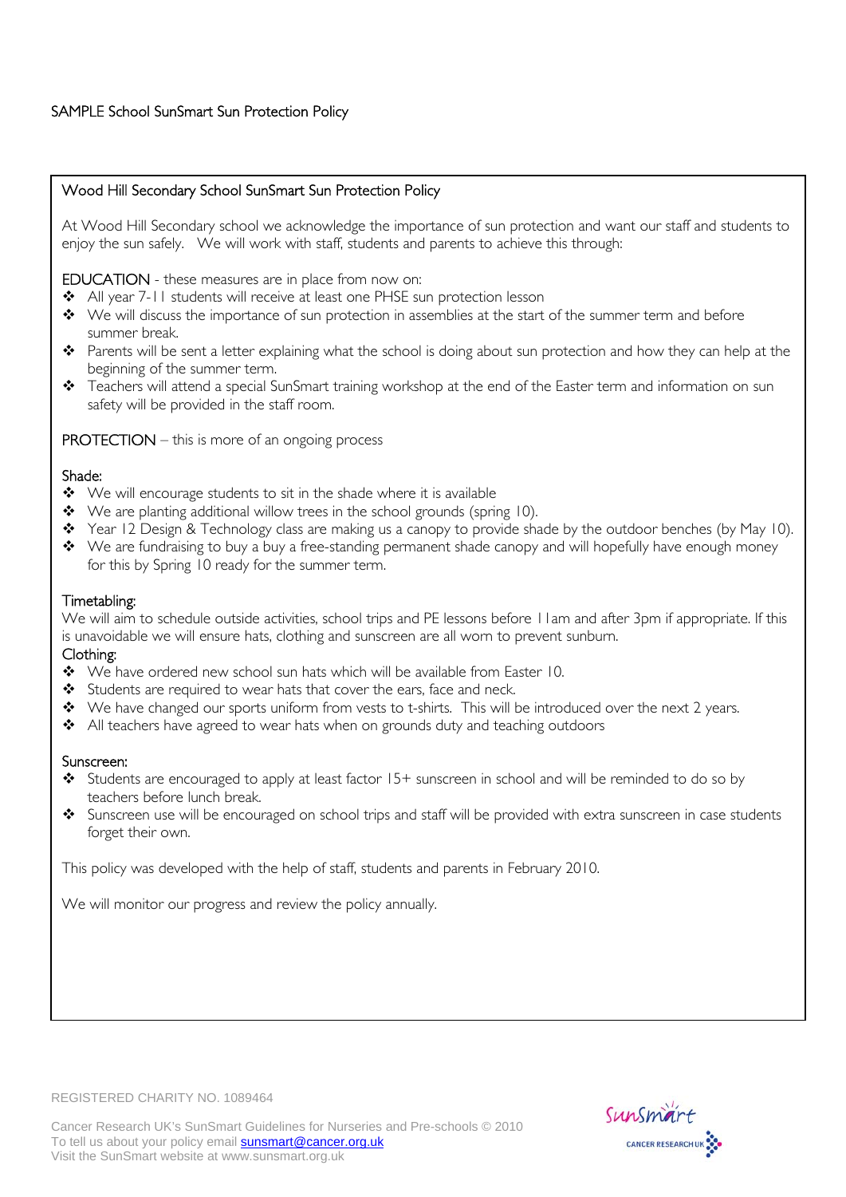# SAMPLE School SunSmart Sun Protection Policy

## Wood Hill Secondary School SunSmart Sun Protection Policy

At Wood Hill Secondary school we acknowledge the importance of sun protection and want our staff and students to enjoy the sun safely. We will work with staff, students and parents to achieve this through:

**EDUCATION** - these measures are in place from now on:

- All year 7-11 students will receive at least one PHSE sun protection lesson
- We will discuss the importance of sun protection in assemblies at the start of the summer term and before summer break.
- Parents will be sent a letter explaining what the school is doing about sun protection and how they can help at the beginning of the summer term.
- Teachers will attend a special SunSmart training workshop at the end of the Easter term and information on sun safety will be provided in the staff room.

**PROTECTION** – this is more of an ongoing process

### Shade:

- We will encourage students to sit in the shade where it is available
- We are planting additional willow trees in the school grounds (spring 10).
- Year 12 Design & Technology class are making us a canopy to provide shade by the outdoor benches (by May 10).
- We are fundraising to buy a buy a free-standing permanent shade canopy and will hopefully have enough money for this by Spring 10 ready for the summer term.

### Timetabling:

We will aim to schedule outside activities, school trips and PE lessons before 11am and after 3pm if appropriate. If this is unavoidable we will ensure hats, clothing and sunscreen are all worn to prevent sunburn.

### Clothing:

- We have ordered new school sun hats which will be available from Easter 10.
- Students are required to wear hats that cover the ears, face and neck.
- We have changed our sports uniform from vests to t-shirts. This will be introduced over the next 2 years.
- All teachers have agreed to wear hats when on grounds duty and teaching outdoors

### Sunscreen:

- Students are encouraged to apply at least factor 15+ sunscreen in school and will be reminded to do so by teachers before lunch break.
- Sunscreen use will be encouraged on school trips and staff will be provided with extra sunscreen in case students forget their own.

This policy was developed with the help of staff, students and parents in February 2010.

We will monitor our progress and review the policy annually.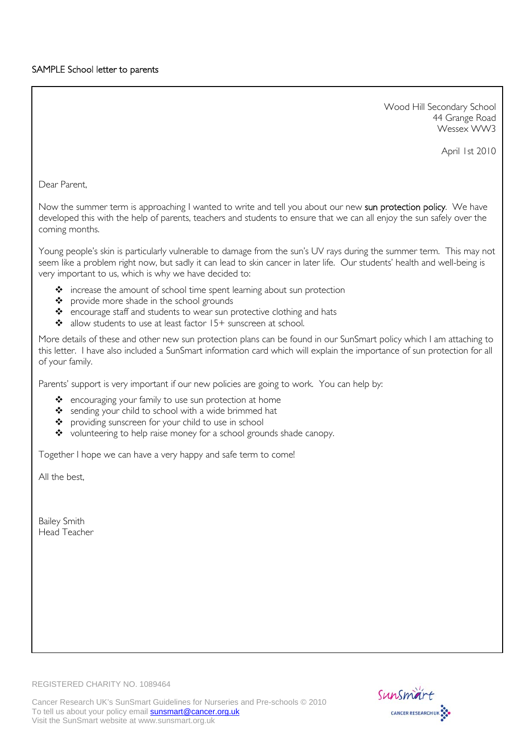SAMPLE School letter to parents

Wood Hill Secondary School
44 Grange Road
Wessex WW3

April 1st 2010

Dear Parent,

Now the summer term is approaching I wanted to write and tell you about our new sun protection policy. We have developed this with the help of parents, teachers and students to ensure that we can all enjoy the sun safely over the coming months.

Young people's skin is particularly vulnerable to damage from the sun's UV rays during the summer term. This may not seem like a problem right now, but sadly it can lead to skin cancer in later life. Our students' health and well-being is very important to us, which is why we have decided to:

- increase the amount of school time spent learning about sun protection
- provide more shade in the school grounds
- encourage staff and students to wear sun protective clothing and hats
- allow students to use at least factor 15+ sunscreen at school.

More details of these and other new sun protection plans can be found in our SunSmart policy which I am attaching to this letter. I have also included a SunSmart information card which will explain the importance of sun protection for all of your family.

Parents' support is very important if our new policies are going to work. You can help by:

- encouraging your family to use sun protection at home
- sending your child to school with a wide brimmed hat
- providing sunscreen for your child to use in school
- volunteering to help raise money for a school grounds shade canopy.

Together I hope we can have a very happy and safe term to come!

All the best,

Bailey Smith
Head Teacher

REGISTERED CHARITY NO. 1089464

Cancer Research UK's SunSmart Guidelines for Nurseries and Pre-schools © 2010
To tell us about your policy email sunsmart@cancer.org.uk
Visit the SunSmart website at www.sunsmart.org.uk